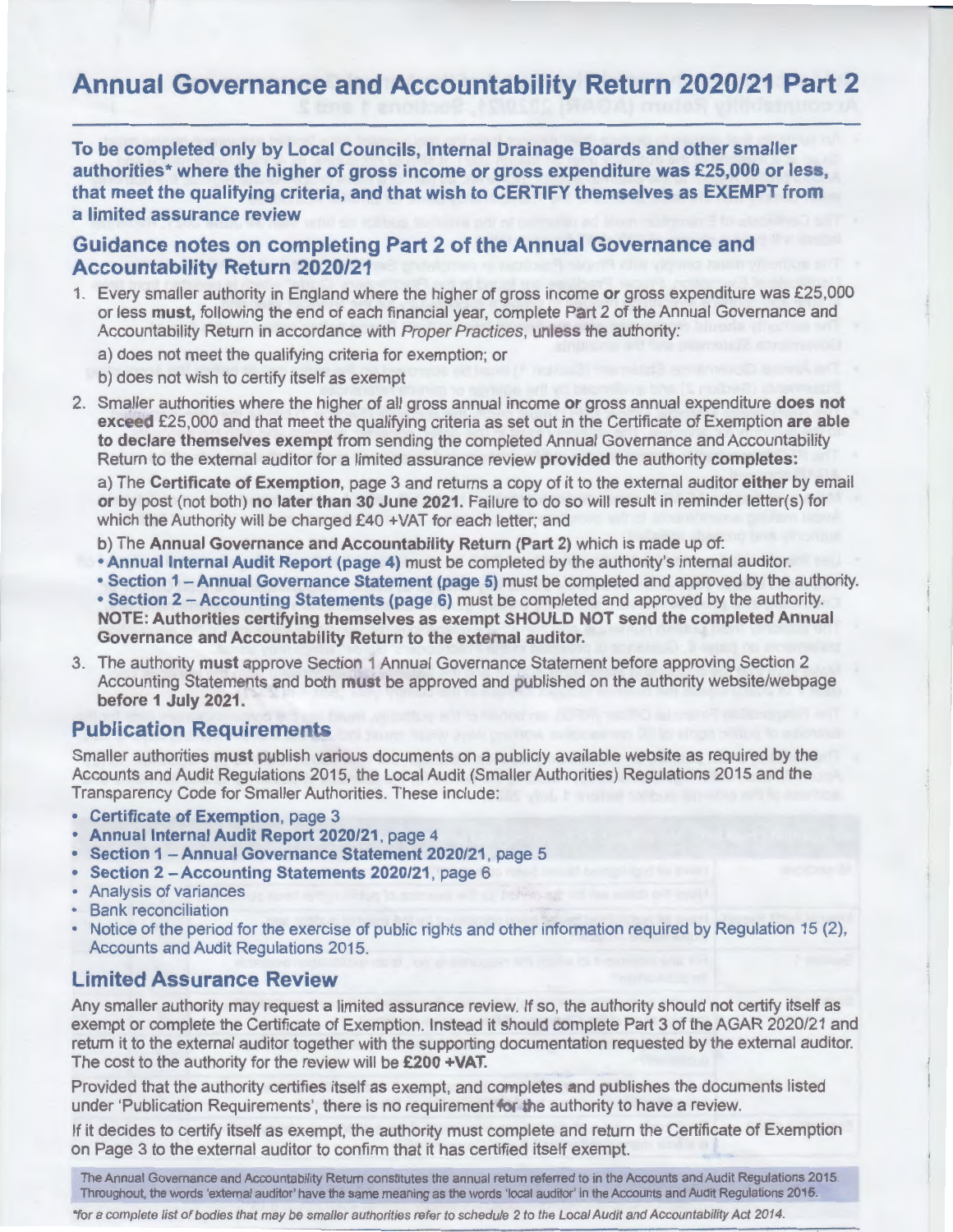# Annual Governance and Accountability Return 2020/21 Part 2

**To be completed only by Local Councils, Internal Drainage Boards and other smaller authorities* where the higher of gross income or gross expenditure was £25,000 or less, that meet the qualifying criteria, and that wish to CERTIFY themselves as EXEMPT from a limited assurance review**

## Guidance notes on completing Part 2 of the Annual Governance and Accountability Return 2020/21

1. Every smaller authority in England where the higher of gross income **or** gross expenditure was £25,000 or less **must,** following the end of each financial year, complete Part 2 of the Annual Governance and Accountability Return in accordance with *Proper Practices*, **unless** the authority:

   a) does not meet the qualifying criteria for exemption; or

   b) does not wish to certify itself as exempt

2. Smaller authorities where the higher of all gross annual income **or** gross annual expenditure **does not exceed** £25,000 and that meet the qualifying criteria as set out in the Certificate of Exemption **are able to declare themselves exempt** from sending the completed Annual Governance and Accountability Return to the external auditor for a limited assurance review **provided** the authority **completes:**

   a) The **Certificate of Exemption**, page 3 and returns a copy of it to the external auditor **either** by email **or** by post (not both) **no later than 30 June 2021.** Failure to do so will result in reminder letter(s) for which the Authority will be charged £40 +VAT for each letter; and

   b) The **Annual Governance and Accountability Return (Part 2)** which is made up of:
   - **Annual Internal Audit Report (page 4)** must be completed by the authority's internal auditor.
   - **Section 1 – Annual Governance Statement (page 5)** must be completed and approved by the authority.
   - **Section 2 – Accounting Statements (page 6)** must be completed and approved by the authority.

   **NOTE: Authorities certifying themselves as exempt SHOULD NOT send the completed Annual Governance and Accountability Return to the external auditor.**

3. The authority **must** approve Section 1 Annual Governance Statement before approving Section 2 Accounting Statements and both **must** be approved and published on the authority website/webpage **before 1 July 2021.**

## Publication Requirements

Smaller authorities **must** publish various documents on a publicly available website as required by the Accounts and Audit Regulations 2015, the Local Audit (Smaller Authorities) Regulations 2015 and the Transparency Code for Smaller Authorities. These include:

- **Certificate of Exemption**, page 3
- **Annual Internal Audit Report 2020/21**, page 4
- **Section 1 – Annual Governance Statement 2020/21**, page 5
- **Section 2 – Accounting Statements 2020/21**, page 6
- Analysis of variances
- Bank reconciliation
- Notice of the period for the exercise of public rights and other information required by Regulation 15 (2), Accounts and Audit Regulations 2015.

## Limited Assurance Review

Any smaller authority may request a limited assurance review. If so, the authority should not certify itself as exempt or complete the Certificate of Exemption. Instead it should complete Part 3 of the AGAR 2020/21 and return it to the external auditor together with the supporting documentation requested by the external auditor. The cost to the authority for the review will be **£200 +VAT.**

Provided that the authority certifies itself as exempt, and completes and publishes the documents listed under 'Publication Requirements', there is no requirement for the authority to have a review.

If it decides to certify itself as exempt, the authority must complete and return the Certificate of Exemption on Page 3 to the external auditor to confirm that it has certified itself exempt.

The Annual Governance and Accountability Return constitutes the annual return referred to in the Accounts and Audit Regulations 2015. Throughout, the words 'external auditor' have the same meaning as the words 'local auditor' in the Accounts and Audit Regulations 2015.

**for a complete list of bodies that may be smaller authorities refer to schedule 2 to the Local Audit and Accountability Act 2014.*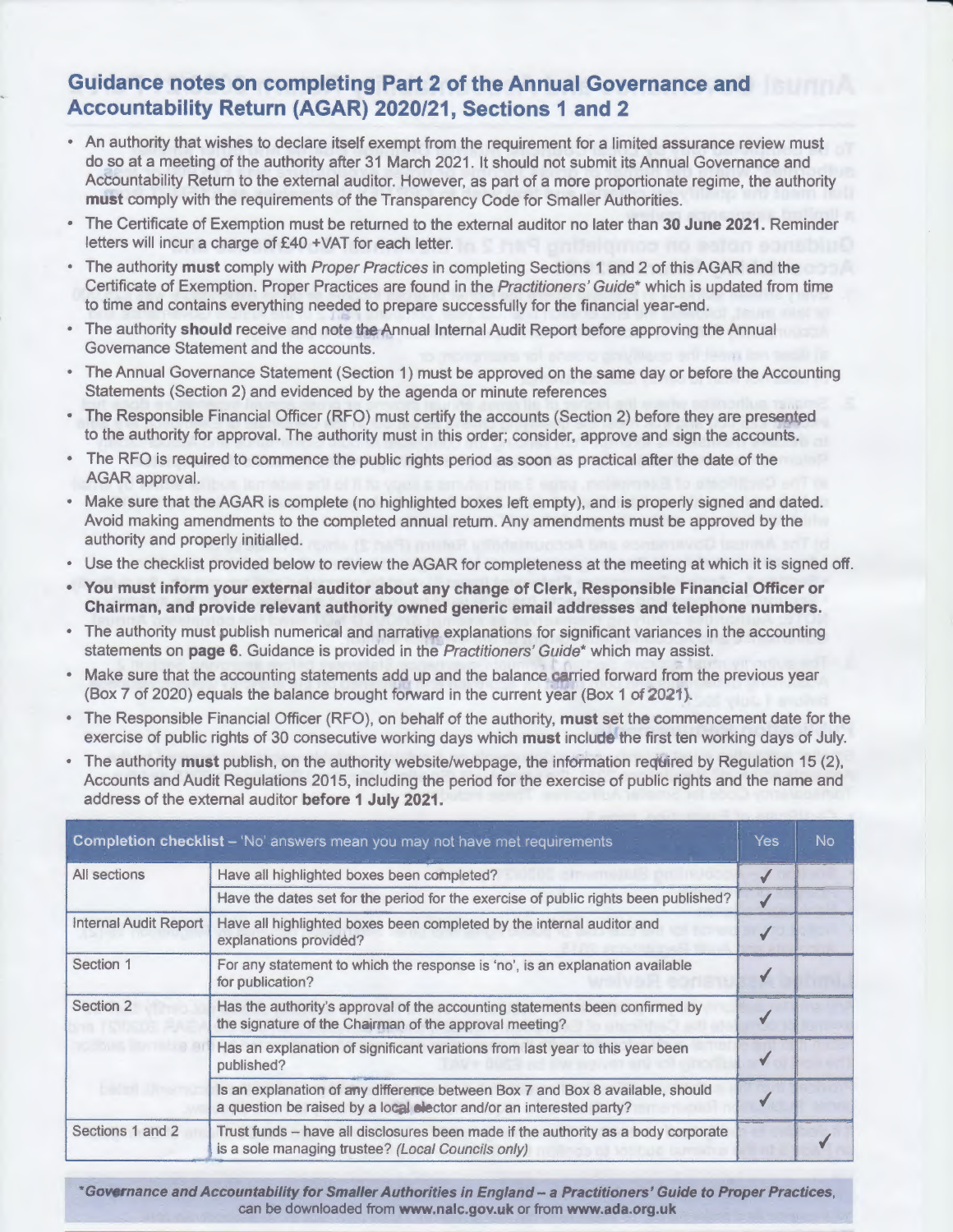## Guidance notes on completing Part 2 of the Annual Governance and Accountability Return (AGAR) 2020/21, Sections 1 and 2

- An authority that wishes to declare itself exempt from the requirement for a limited assurance review must do so at a meeting of the authority after 31 March 2021. It should not submit its Annual Governance and Accountability Return to the external auditor. However, as part of a more proportionate regime, the authority **must** comply with the requirements of the Transparency Code for Smaller Authorities.
- The Certificate of Exemption must be returned to the external auditor no later than **30 June 2021.** Reminder letters will incur a charge of £40 +VAT for each letter.
- The authority **must** comply with *Proper Practices* in completing Sections 1 and 2 of this AGAR and the Certificate of Exemption. Proper Practices are found in the *Practitioners' Guide** which is updated from time to time and contains everything needed to prepare successfully for the financial year-end.
- The authority **should** receive and note the Annual Internal Audit Report before approving the Annual Governance Statement and the accounts.
- The Annual Governance Statement (Section 1) must be approved on the same day or before the Accounting Statements (Section 2) and evidenced by the agenda or minute references
- The Responsible Financial Officer (RFO) must certify the accounts (Section 2) before they are presented to the authority for approval. The authority must in this order; consider, approve and sign the accounts.
- The RFO is required to commence the public rights period as soon as practical after the date of the AGAR approval.
- Make sure that the AGAR is complete (no highlighted boxes left empty), and is properly signed and dated. Avoid making amendments to the completed annual return. Any amendments must be approved by the authority and properly initialled.
- Use the checklist provided below to review the AGAR for completeness at the meeting at which it is signed off.
- **You must inform your external auditor about any change of Clerk, Responsible Financial Officer or Chairman, and provide relevant authority owned generic email addresses and telephone numbers.**
- The authority must publish numerical and narrative explanation for significant variances in the accounting statements on **page 6**. Guidance is provided in the *Practitioners' Guide** which may assist.
- Make sure that the accounting statements add up and the balance carried forward from the previous year (Box 7 of 2020) equals the balance brought forward in the current year (Box 1 of 2021).
- The Responsible Financial Officer (RFO), on behalf of the authority, **must** set the commencement date for the exercise of public rights of 30 consecutive working days which **must** include the first ten working days of July.
- The authority **must** publish, on the authority website/webpage, the information required by Regulation 15 (2), Accounts and Audit Regulations 2015, including the period for the exercise of public rights and the name and address of the external auditor **before 1 July 2021.**

| Completion checklist – 'No' answers mean you may not have met requirements | | Yes | No |
|---|---|---|---|
| All sections | Have all highlighted boxes been completed? | ✓ | |
| | Have the dates set for the period for the exercise of public rights been published? | ✓ | |
| Internal Audit Report | Have all highlighted boxes been completed by the internal auditor and explanations provided? | ✓ | |
| Section 1 | For any statement to which the response is 'no', is an explanation available for publication? | ✓ | |
| Section 2 | Has the authority's approval of the accounting statements been confirmed by the signature of the Chairman of the approval meeting? | ✓ | |
| | Has an explanation of significant variations from last year to this year been published? | ✓ | |
| | Is an explanation of any difference between Box 7 and Box 8 available, should a question be raised by a local elector and/or an interested party? | ✓ | |
| Sections 1 and 2 | Trust funds – have all disclosures been made if the authority as a body corporate is a sole managing trustee? *(Local Councils only)* | | ✓ |

**Governance and Accountability for Smaller Authorities in England – a Practitioners' Guide to Proper Practices*, can be downloaded from **www.nalc.gov.uk** or from **www.ada.org.uk**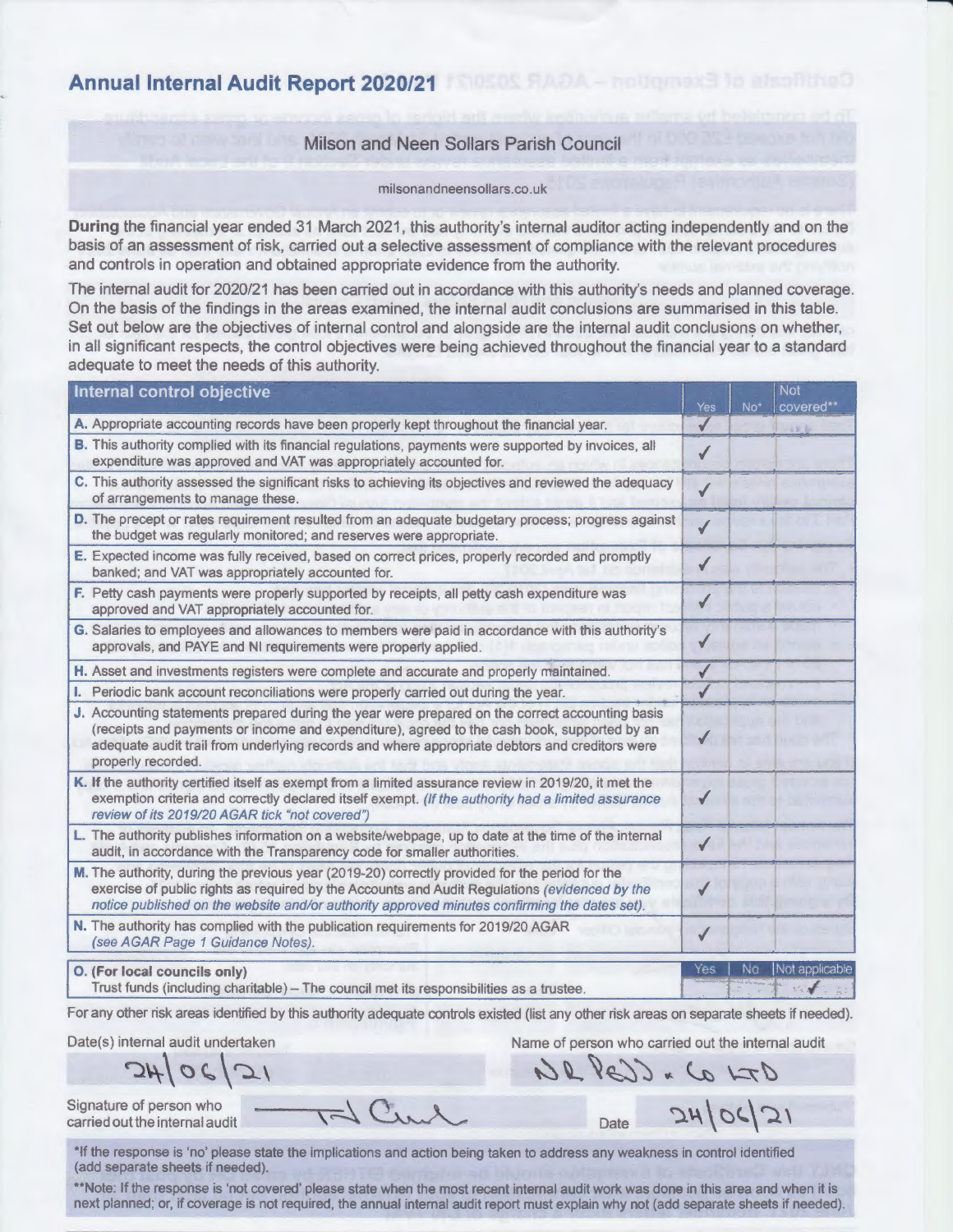# Annual Internal Audit Report 2020/21

## Milson and Neen Sollars Parish Council

milsonandneensollars.co.uk

**During** the financial year ended 31 March 2021, this authority's internal auditor acting independently and on the basis of an assessment of risk, carried out a selective assessment of compliance with the relevant procedures and controls in operation and obtained appropriate evidence from the authority.

The internal audit for 2020/21 has been carried out in accordance with this authority's needs and planned coverage. On the basis of the findings in the areas examined, the internal audit conclusions are summarised in this table. Set out below are the objectives of internal control and alongside are the internal audit conclusions on whether, in all significant respects, the control objectives were being achieved throughout the financial year to a standard adequate to meet the needs of this authority.

| Internal control objective | Yes | No* | Not covered** |
|---|---|---|---|
| A. Appropriate accounting records have been properly kept throughout the financial year. | ✓ | | |
| B. This authority complied with its financial regulations, payments were supported by invoices, all expenditure was approved and VAT was appropriately accounted for. | ✓ | | |
| C. This authority assessed the significant risks to achieving its objectives and reviewed the adequacy of arrangements to manage these. | ✓ | | |
| D. The precept or rates requirement resulted from an adequate budgetary process; progress against the budget was regularly monitored; and reserves were appropriate. | ✓ | | |
| E. Expected income was fully received, based on correct prices, properly recorded and promptly banked; and VAT was appropriately accounted for. | ✓ | | |
| F. Petty cash payments were properly supported by receipts, all petty cash expenditure was approved and VAT appropriately accounted for. | ✓ | | |
| G. Salaries to employees and allowances to members were paid in accordance with this authority's approvals, and PAYE and NI requirements were properly applied. | ✓ | | |
| H. Asset and investments registers were complete and accurate and properly maintained. | ✓ | | |
| I. Periodic bank account reconciliations were properly carried out during the year. | ✓ | | |
| J. Accounting statements prepared during the year were prepared on the correct accounting basis (receipts and payments or income and expenditure), agreed to the cash book, supported by an adequate audit trail from underlying records and where appropriate debtors and creditors were properly recorded. | ✓ | | |
| K. If the authority certified itself as exempt from a limited assurance review in 2019/20, it met the exemption criteria and correctly declared itself exempt. *(If the authority had a limited assurance review of its 2019/20 AGAR tick "not covered")* | ✓ | | |
| L. The authority publishes information on a website/webpage, up to date at the time of the internal audit, in accordance with the Transparency code for smaller authorities. | ✓ | | |
| M. The authority, during the previous year (2019-20) correctly provided for the period for the exercise of public rights as required by the Accounts and Audit Regulations *(evidenced by the notice published on the website and/or authority approved minutes confirming the dates set).* | ✓ | | |
| N. The authority has complied with the publication requirements for 2019/20 AGAR *(see AGAR Page 1 Guidance Notes).* | ✓ | | |

| O. (For local councils only) | Yes | No | Not applicable |
|---|---|---|---|
| Trust funds (including charitable) – The council met its responsibilities as a trustee. | | | ✓ |

For any other risk areas identified by this authority adequate controls existed (list any other risk areas on separate sheets if needed).

Date(s) internal audit undertaken: 24/06/21

Name of person who carried out the internal audit: NR Pedd & Co LTD

Signature of person who carried out the internal audit: [signature]

Date: 24/06/21

*If the response is 'no' please state the implications and action being taken to address any weakness in control identified (add separate sheets if needed).

**Note: If the response is 'not covered' please state when the most recent internal audit work was done in this area and when it is next planned; or, if coverage is not required, the annual internal audit report must explain why not (add separate sheets if needed).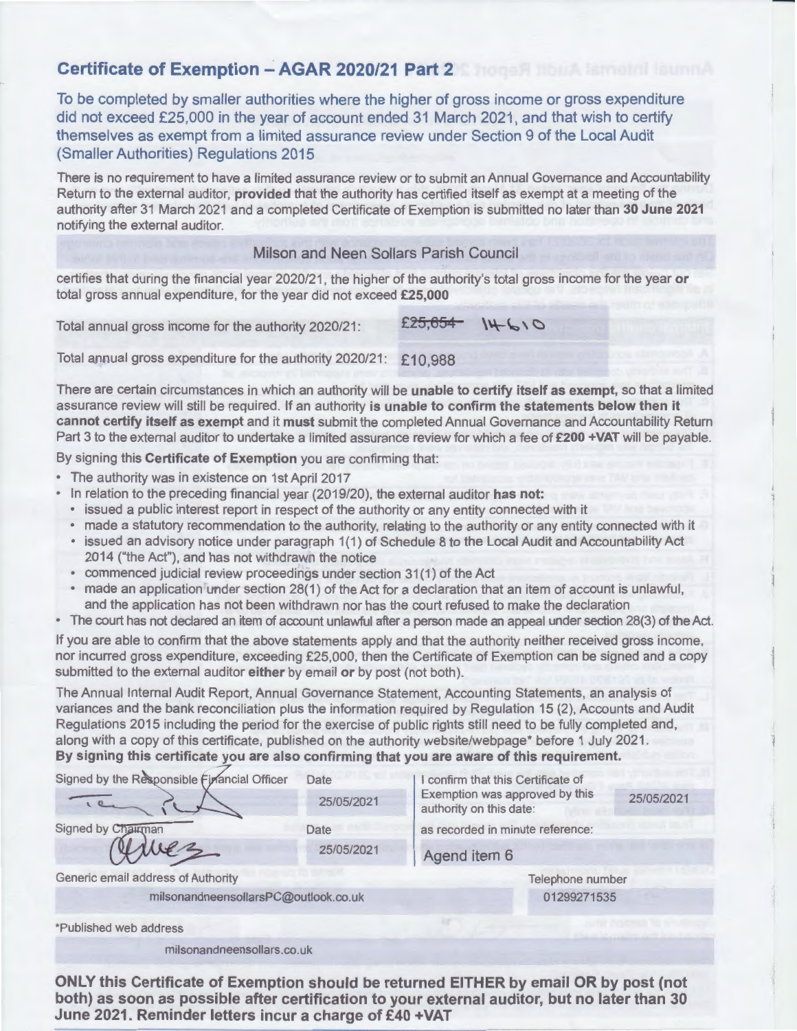# Certificate of Exemption – AGAR 2020/21 Part 2

To be completed by smaller authorities where the higher of gross income or gross expenditure did not exceed £25,000 in the year of account ended 31 March 2021, and that wish to certify themselves as exempt from a limited assurance review under Section 9 of the Local Audit (Smaller Authorities) Regulations 2015

There is no requirement to have a limited assurance review or to submit an Annual Governance and Accountability Return to the external auditor, **provided** that the authority has certified itself as exempt at a meeting of the authority after 31 March 2021 and a completed Certificate of Exemption is submitted no later than **30 June 2021** notifying the external auditor.

Milson and Neen Sollars Parish Council

certifies that during the financial year 2020/21, the higher of the authority's total gross income for the year **or** total gross annual expenditure, for the year did not exceed **£25,000**

Total annual gross income for the authority 2020/21: ~~£25,654~~ 14,610

Total annual gross expenditure for the authority 2020/21: £10,988

There are certain circumstances in which an authority will be **unable to certify itself as exempt,** so that a limited assurance review will still be required. If an authority **is unable to confirm the statements below then it cannot certify itself as exempt** and it **must** submit the completed Annual Governance and Accountability Return Part 3 to the external auditor to undertake a limited assurance review for which a fee of **£200 +VAT** will be payable.

By signing this **Certificate of Exemption** you are confirming that:

- The authority was in existence on 1st April 2017
- In relation to the preceding financial year (2019/20), the external auditor **has not:**
  - issued a public interest report in respect of the authority or any entity connected with it
  - made a statutory recommendation to the authority, relating to the authority or any entity connected with it
  - issued an advisory notice under paragraph 1(1) of Schedule 8 to the Local Audit and Accountability Act 2014 ("the Act"), and has not withdrawn the notice
  - commenced judicial review proceedings under section 31(1) of the Act
  - made an application under section 28(1) of the Act for a declaration that an item of account is unlawful, and the application has not been withdrawn nor has the court refused to make the declaration
- The court has not declared an item of account unlawful after a person made an appeal under section 28(3) of the Act.

If you are able to confirm that the above statements apply and that the authority neither received gross income, nor incurred gross expenditure, exceeding £25,000, then the Certificate of Exemption can be signed and a copy submitted to the external auditor **either** by email **or** by post (not both).

The Annual Internal Audit Report, Annual Governance Statement, Accounting Statements, an analysis of variances and the bank reconciliation plus the information required by Regulation 15 (2), Accounts and Audit Regulations 2015 including the period for the exercise of public rights still need to be fully completed and, along with a copy of this certificate, published on the authority website/webpage* before 1 July 2021.
**By signing this certificate you are also confirming that you are aware of this requirement.**

| Signed by the Responsible Financial Officer | Date | I confirm that this Certificate of Exemption was approved by this authority on this date: | 25/05/2021 |
|---|---|---|---|
| [signature] | 25/05/2021 | | |
| **Signed by Chairman** | **Date** | as recorded in minute reference: | |
| [signature] | 25/05/2021 | Agend item 6 | |

Generic email address of Authority: milsonandneensollarsPC@outlook.co.uk

Telephone number: 01299271535

*Published web address

milsonandneensollars.co.uk

**ONLY this Certificate of Exemption should be returned EITHER by email OR by post (not both) as soon as possible after certification to your external auditor, but no later than 30 June 2021. Reminder letters incur a charge of £40 +VAT**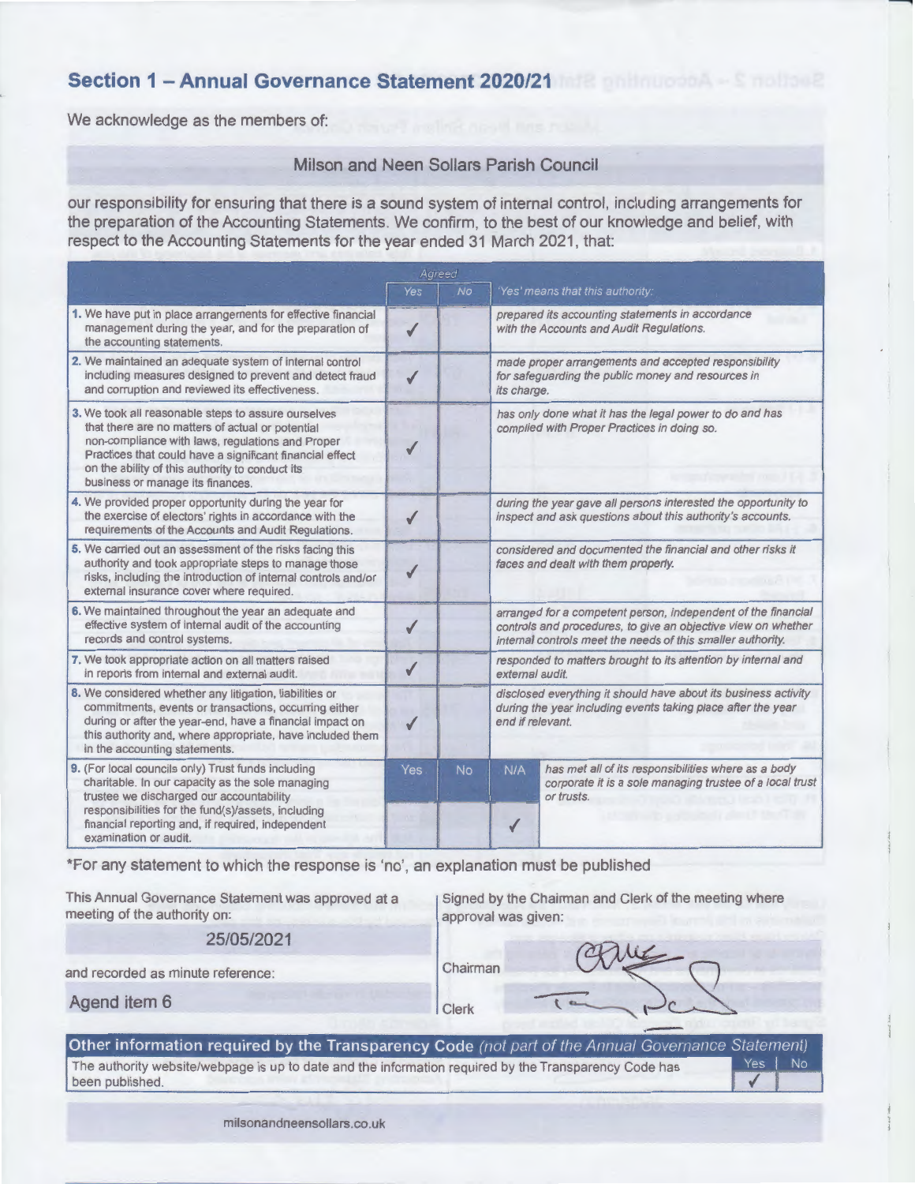## Section 1 – Annual Governance Statement 2020/21

We acknowledge as the members of:

**Milson and Neen Sollars Parish Council**

our responsibility for ensuring that there is a sound system of internal control, including arrangements for the preparation of the Accounting Statements. We confirm, to the best of our knowledge and belief, with respect to the Accounting Statements for the year ended 31 March 2021, that:

| | Agreed Yes | Agreed No | 'Yes' means that this authority: |
|---|---|---|---|
| 1. We have put in place arrangements for effective financial management during the year, and for the preparation of the accounting statements. | ✓ | | *prepared its accounting statements in accordance with the Accounts and Audit Regulations.* |
| 2. We maintained an adequate system of internal control including measures designed to prevent and detect fraud and corruption and reviewed its effectiveness. | ✓ | | *made proper arrangements and accepted responsibility for safeguarding the public money and resources in its charge.* |
| 3. We took all reasonable steps to assure ourselves that there are no matters of actual or potential non-compliance with laws, regulations and Proper Practices that could have a significant financial effect on the ability of this authority to conduct its business or manage its finances. | ✓ | | *has only done what it has the legal power to do and has complied with Proper Practices in doing so.* |
| 4. We provided proper opportunity during the year for the exercise of electors' rights in accordance with the requirements of the Accounts and Audit Regulations. | ✓ | | *during the year gave all persons interested the opportunity to inspect and ask questions about this authority's accounts.* |
| 5. We carried out an assessment of the risks facing this authority and took appropriate steps to manage those risks, including the introduction of internal controls and/or external insurance cover where required. | ✓ | | *considered and documented the financial and other risks it faces and dealt with them properly.* |
| 6. We maintained throughout the year an adequate and effective system of internal audit of the accounting records and control systems. | ✓ | | *arranged for a competent person, independent of the financial controls and procedures, to give an objective view on whether internal controls meet the needs of this smaller authority.* |
| 7. We took appropriate action on all matters raised in reports from internal and external audit. | ✓ | | *responded to matters brought to its attention by internal and external audit.* |
| 8. We considered whether any litigation, liabilities or commitments, events or transactions, occurring either during or after the year-end, have a financial impact on this authority and, where appropriate, have included them in the accounting statements. | ✓ | | *disclosed everything it should have about its business activity during the year including events taking place after the year end if relevant.* |

| | Yes | No | N/A | |
|---|---|---|---|---|
| 9. (For local councils only) Trust funds including charitable. In our capacity as the sole managing trustee we discharged our accountability responsibilities for the fund(s)/assets, including financial reporting and, if required, independent examination or audit. | | | ✓ | *has met all of its responsibilities where as a body corporate it is a sole managing trustee of a local trust or trusts.* |

*For any statement to which the response is 'no', an explanation must be published

This Annual Governance Statement was approved at a meeting of the authority on:

25/05/2021

and recorded as minute reference:

Agend item 6

Signed by the Chairman and Clerk of the meeting where approval was given:

Chairman

Clerk

**Other information required by the Transparency Code** *(not part of the Annual Governance Statement)*

| | Yes | No |
|---|---|---|
| The authority website/webpage is up to date and the information required by the Transparency Code has been published. | ✓ | |

milsonandneensollars.co.uk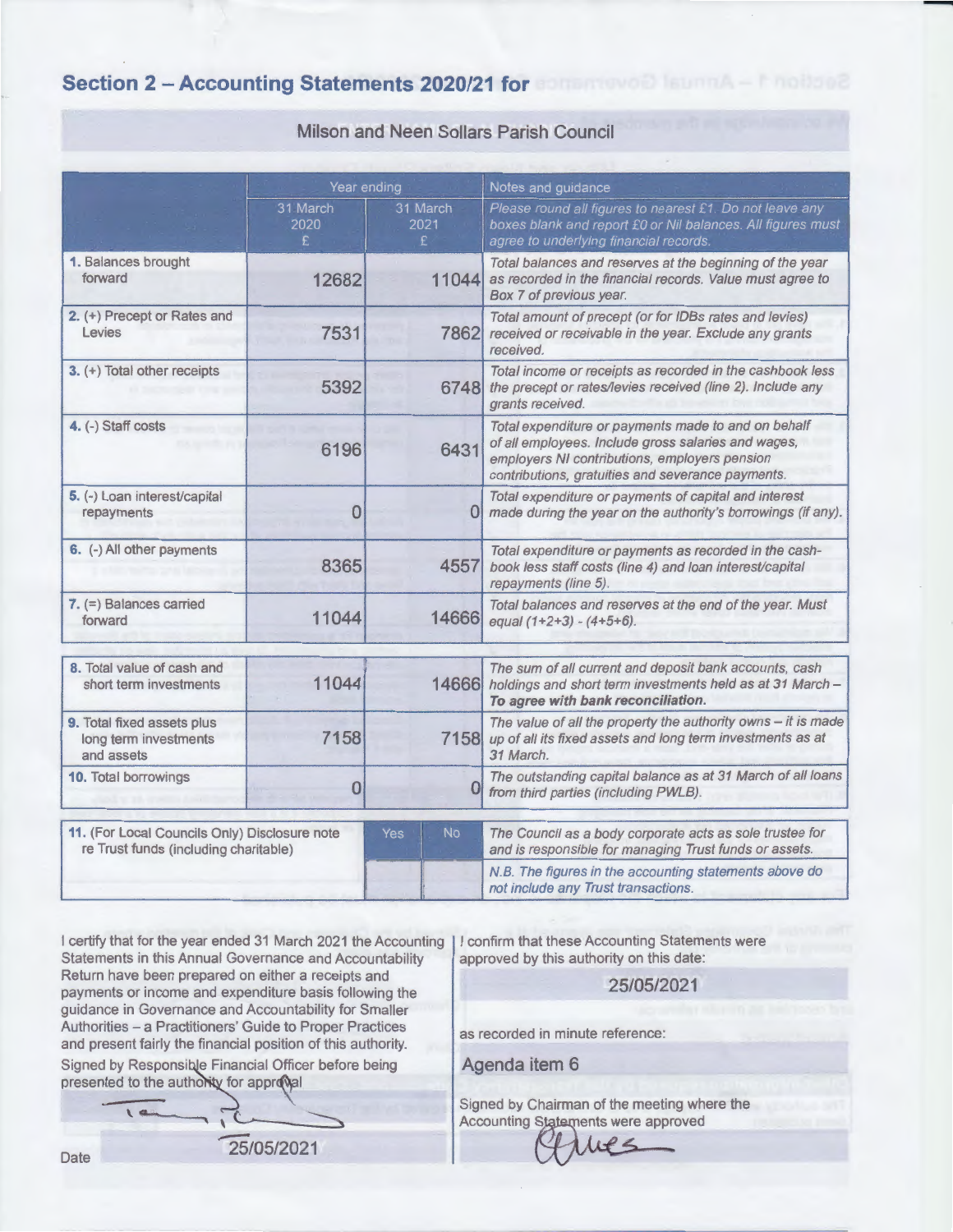## Section 2 – Accounting Statements 2020/21 for

Milson and Neen Sollars Parish Council

| | Year ending | | Notes and guidance |
|---|---|---|---|
| | 31 March 2020 £ | 31 March 2021 £ | *Please round all figures to nearest £1. Do not leave any boxes blank and report £0 or Nil balances. All figures must agree to underlying financial records.* |
| **1.** Balances brought forward | 12682 | 11044 | *Total balances and reserves at the beginning of the year as recorded in the financial records. Value must agree to Box 7 of previous year.* |
| **2.** (+) Precept or Rates and Levies | 7531 | 7862 | *Total amount of precept (or for IDBs rates and levies) received or receivable in the year. Exclude any grants received.* |
| **3.** (+) Total other receipts | 5392 | 6748 | *Total income or receipts as recorded in the cashbook less the precept or rates/levies received (line 2). Include any grants received.* |
| **4.** (-) Staff costs | 6196 | 6431 | *Total expenditure or payments made to and on behalf of all employees. Include gross salaries and wages, employers NI contributions, employers pension contributions, gratuities and severance payments.* |
| **5.** (-) Loan interest/capital repayments | 0 | 0 | *Total expenditure or payments of capital and interest made during the year on the authority's borrowings (if any).* |
| **6.** (-) All other payments | 8365 | 4557 | *Total expenditure or payments as recorded in the cash-book less staff costs (line 4) and loan interest/capital repayments (line 5).* |
| **7.** (=) Balances carried forward | 11044 | 14666 | *Total balances and reserves at the end of the year. Must equal (1+2+3) - (4+5+6).* |
| **8.** Total value of cash and short term investments | 11044 | 14666 | *The sum of all current and deposit bank accounts, cash holdings and short term investments held as at 31 March –* ***To agree with bank reconciliation.*** |
| **9.** Total fixed assets plus long term investments and assets | 7158 | 7158 | *The value of all the property the authority owns – it is made up of all its fixed assets and long term investments as at 31 March.* |
| **10.** Total borrowings | 0 | 0 | *The outstanding capital balance as at 31 March of all loans from third parties (including PWLB).* |

| | Yes | No | |
|---|---|---|---|
| **11.** (For Local Councils Only) Disclosure note re Trust funds (including charitable) | | | *The Council as a body corporate acts as sole trustee for and is responsible for managing Trust funds or assets.* |
| | | | *N.B. The figures in the accounting statements above do not include any Trust transactions.* |

I certify that for the year ended 31 March 2021 the Accounting Statements in this Annual Governance and Accountability Return have been prepared on either a receipts and payments or income and expenditure basis following the guidance in Governance and Accountability for Smaller Authorities – a Practitioners' Guide to Proper Practices and present fairly the financial position of this authority.

Signed by Responsible Financial Officer before being presented to the authority for approval

[signature]

Date 25/05/2021

I confirm that these Accounting Statements were approved by this authority on this date:

25/05/2021

as recorded in minute reference:

Agenda item 6

Signed by Chairman of the meeting where the Accounting Statements were approved

[signature]